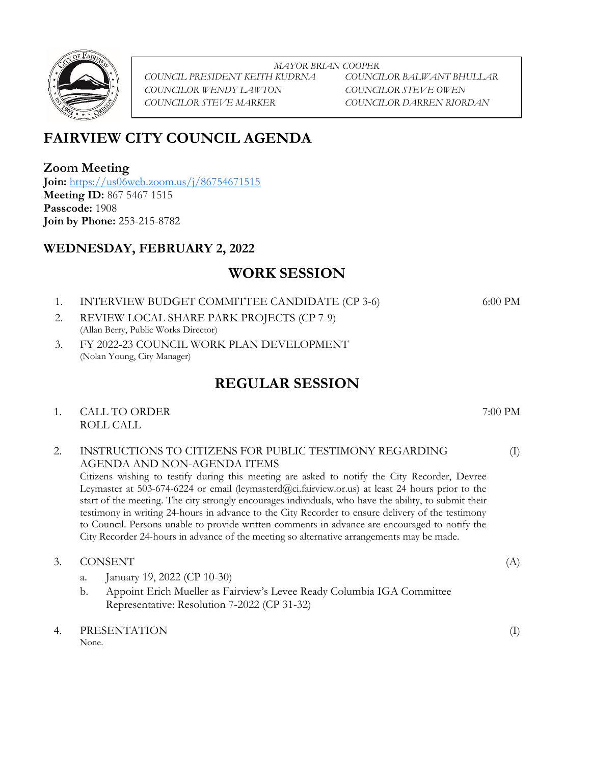*MAYOR BRIAN COOPER*

*COUNCIL PRESIDENT KEITH KUDRNA*
*COUNCILOR WENDY LAWTON*
*COUNCILOR STEVE MARKER*
*COUNCILOR BALWANT BHULLAR*
*COUNCILOR STEVE OWEN*
*COUNCILOR DARREN RIORDAN*

# FAIRVIEW CITY COUNCIL AGENDA

## Zoom Meeting

**Join:** https://us06web.zoom.us/j/86754671515
**Meeting ID:** 867 5467 1515
**Passcode:** 1908
**Join by Phone:** 253-215-8782

## WEDNESDAY, FEBRUARY 2, 2022

## WORK SESSION

1. INTERVIEW BUDGET COMMITTEE CANDIDATE (CP 3-6) — 6:00 PM
2. REVIEW LOCAL SHARE PARK PROJECTS (CP 7-9)
   (Allan Berry, Public Works Director)
3. FY 2022-23 COUNCIL WORK PLAN DEVELOPMENT
   (Nolan Young, City Manager)

## REGULAR SESSION

1. CALL TO ORDER — 7:00 PM
   ROLL CALL

2. INSTRUCTIONS TO CITIZENS FOR PUBLIC TESTIMONY REGARDING AGENDA AND NON-AGENDA ITEMS — (I)
   Citizens wishing to testify during this meeting are asked to notify the City Recorder, Devree Leymaster at 503-674-6224 or email (leymasterd@ci.fairview.or.us) at least 24 hours prior to the start of the meeting. The city strongly encourages individuals, who have the ability, to submit their testimony in writing 24-hours in advance to the City Recorder to ensure delivery of the testimony to Council. Persons unable to provide written comments in advance are encouraged to notify the City Recorder 24-hours in advance of the meeting so alternative arrangements may be made.

3. CONSENT — (A)
   a. January 19, 2022 (CP 10-30)
   b. Appoint Erich Mueller as Fairview's Levee Ready Columbia IGA Committee Representative: Resolution 7-2022 (CP 31-32)

4. PRESENTATION — (I)
   None.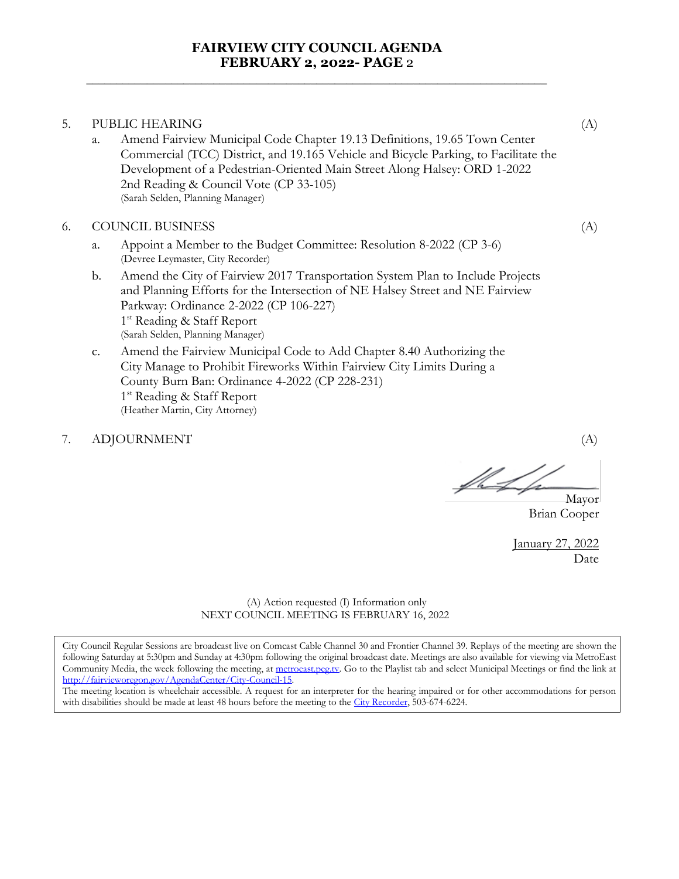5. PUBLIC HEARING (A)
   a. Amend Fairview Municipal Code Chapter 19.13 Definitions, 19.65 Town Center Commercial (TCC) District, and 19.165 Vehicle and Bicycle Parking, to Facilitate the Development of a Pedestrian-Oriented Main Street Along Halsey: ORD 1-2022 2nd Reading & Council Vote (CP 33-105)
      (Sarah Selden, Planning Manager)

6. COUNCIL BUSINESS (A)
   a. Appoint a Member to the Budget Committee: Resolution 8-2022 (CP 3-6)
      (Devree Leymaster, City Recorder)
   b. Amend the City of Fairview 2017 Transportation System Plan to Include Projects and Planning Efforts for the Intersection of NE Halsey Street and NE Fairview Parkway: Ordinance 2-2022 (CP 106-227)
      1st Reading & Staff Report
      (Sarah Selden, Planning Manager)
   c. Amend the Fairview Municipal Code to Add Chapter 8.40 Authorizing the City Manage to Prohibit Fireworks Within Fairview City Limits During a County Burn Ban: Ordinance 4-2022 (CP 228-231)
      1st Reading & Staff Report
      (Heather Martin, City Attorney)

7. ADJOURNMENT (A)

Mayor
Brian Cooper

January 27, 2022
Date

(A) Action requested (I) Information only
NEXT COUNCIL MEETING IS FEBRUARY 16, 2022

City Council Regular Sessions are broadcast live on Comcast Cable Channel 30 and Frontier Channel 39. Replays of the meeting are shown the following Saturday at 5:30pm and Sunday at 4:30pm following the original broadcast date. Meetings are also available for viewing via MetroEast Community Media, the week following the meeting, at metroeast.peg.tv. Go to the Playlist tab and select Municipal Meetings or find the link at http://fairvieworegon.gov/AgendaCenter/City-Council-15.
The meeting location is wheelchair accessible. A request for an interpreter for the hearing impaired or for other accommodations for person with disabilities should be made at least 48 hours before the meeting to the City Recorder, 503-674-6224.